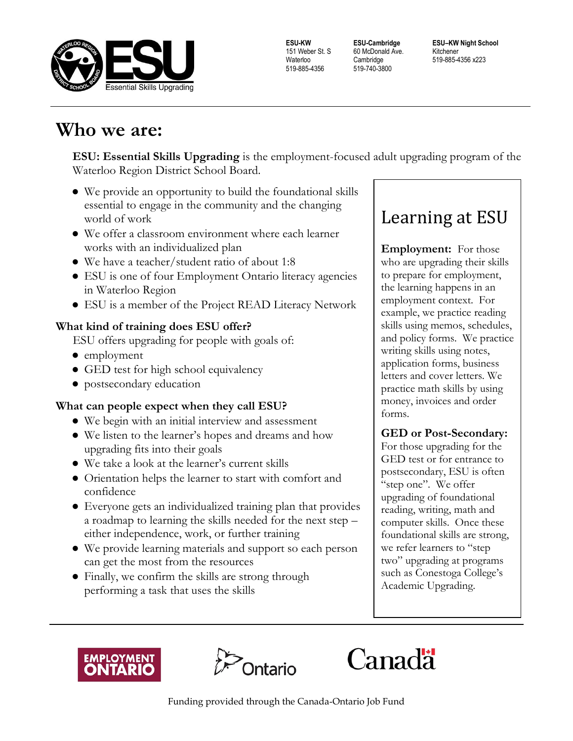ESU Essential Skills Upgrading

**ESU-KW**
151 Weber St. S
Waterloo
519-885-4356

**ESU-Cambridge**
60 McDonald Ave.
Cambridge
519-740-3800

**ESU–KW Night School**
Kitchener
519-885-4356 x223

# Who we are:

**ESU: Essential Skills Upgrading** is the employment-focused adult upgrading program of the Waterloo Region District School Board.

- We provide an opportunity to build the foundational skills essential to engage in the community and the changing world of work
- We offer a classroom environment where each learner works with an individualized plan
- We have a teacher/student ratio of about 1:8
- ESU is one of four Employment Ontario literacy agencies in Waterloo Region
- ESU is a member of the Project READ Literacy Network

### What kind of training does ESU offer?

ESU offers upgrading for people with goals of:

- employment
- GED test for high school equivalency
- postsecondary education

### What can people expect when they call ESU?

- We begin with an initial interview and assessment
- We listen to the learner's hopes and dreams and how upgrading fits into their goals
- We take a look at the learner's current skills
- Orientation helps the learner to start with comfort and confidence
- Everyone gets an individualized training plan that provides a roadmap to learning the skills needed for the next step – either independence, work, or further training
- We provide learning materials and support so each person can get the most from the resources
- Finally, we confirm the skills are strong through performing a task that uses the skills

## Learning at ESU

**Employment:** For those who are upgrading their skills to prepare for employment, the learning happens in an employment context. For example, we practice reading skills using memos, schedules, and policy forms. We practice writing skills using notes, application forms, business letters and cover letters. We practice math skills by using money, invoices and order forms.

**GED or Post-Secondary:** For those upgrading for the GED test or for entrance to postsecondary, ESU is often "step one". We offer upgrading of foundational reading, writing, math and computer skills. Once these foundational skills are strong, we refer learners to "step two" upgrading at programs such as Conestoga College's Academic Upgrading.

EMPLOYMENT ONTARIO     Ontario     Canada

Funding provided through the Canada-Ontario Job Fund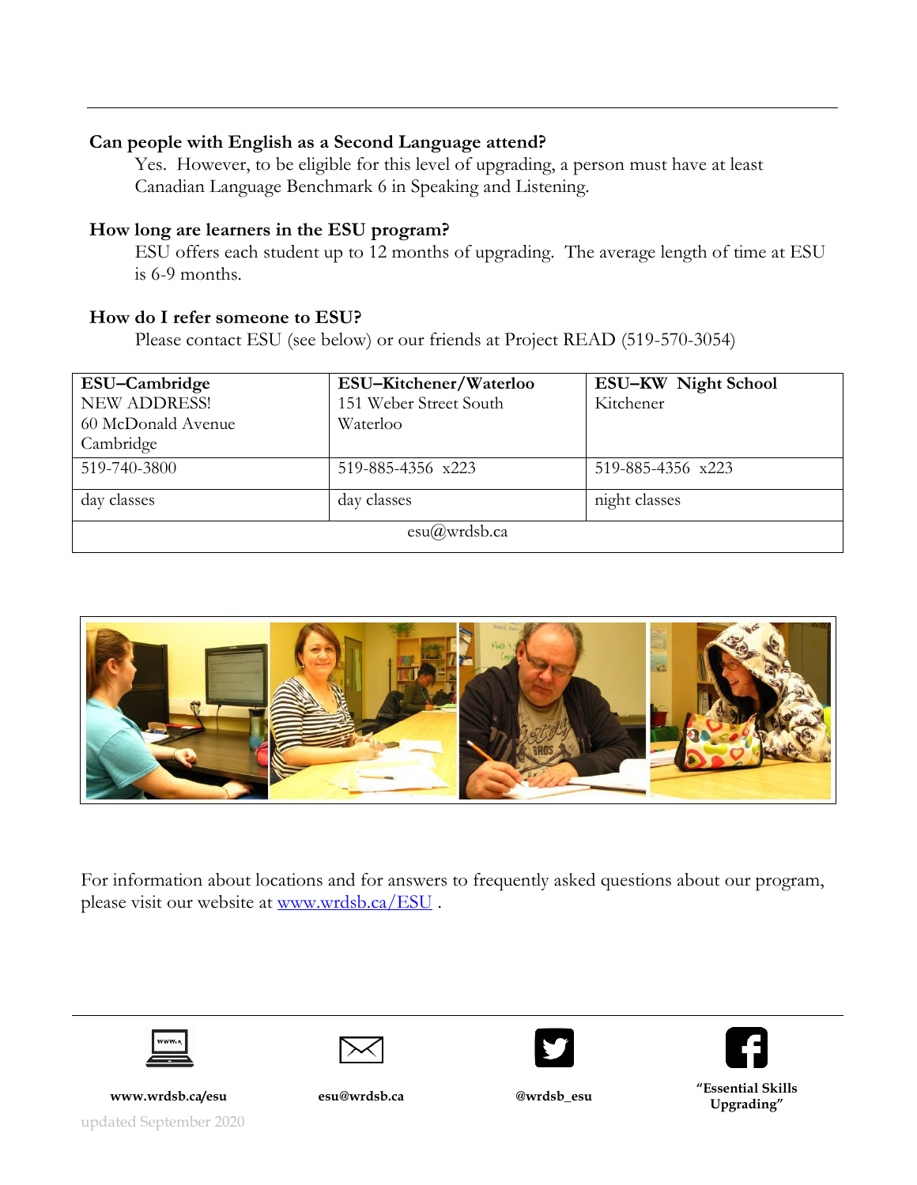### Can people with English as a Second Language attend?

Yes. However, to be eligible for this level of upgrading, a person must have at least Canadian Language Benchmark 6 in Speaking and Listening.

### How long are learners in the ESU program?

ESU offers each student up to 12 months of upgrading. The average length of time at ESU is 6-9 months.

### How do I refer someone to ESU?

Please contact ESU (see below) or our friends at Project READ (519-570-3054)

| | | |
|---|---|---|
| **ESU–Cambridge**<br>NEW ADDRESS!<br>60 McDonald Avenue<br>Cambridge | **ESU–Kitchener/Waterloo**<br>151 Weber Street South<br>Waterloo | **ESU–KW Night School**<br>Kitchener |
| 519-740-3800 | 519-885-4356 x223 | 519-885-4356 x223 |
| day classes | day classes | night classes |
| esu@wrdsb.ca | | |

For information about locations and for answers to frequently asked questions about our program, please visit our website at [www.wrdsb.ca/ESU](http://www.wrdsb.ca/ESU) .

**www.wrdsb.ca/esu** **esu@wrdsb.ca** **@wrdsb_esu** **"Essential Skills Upgrading"**

updated September 2020